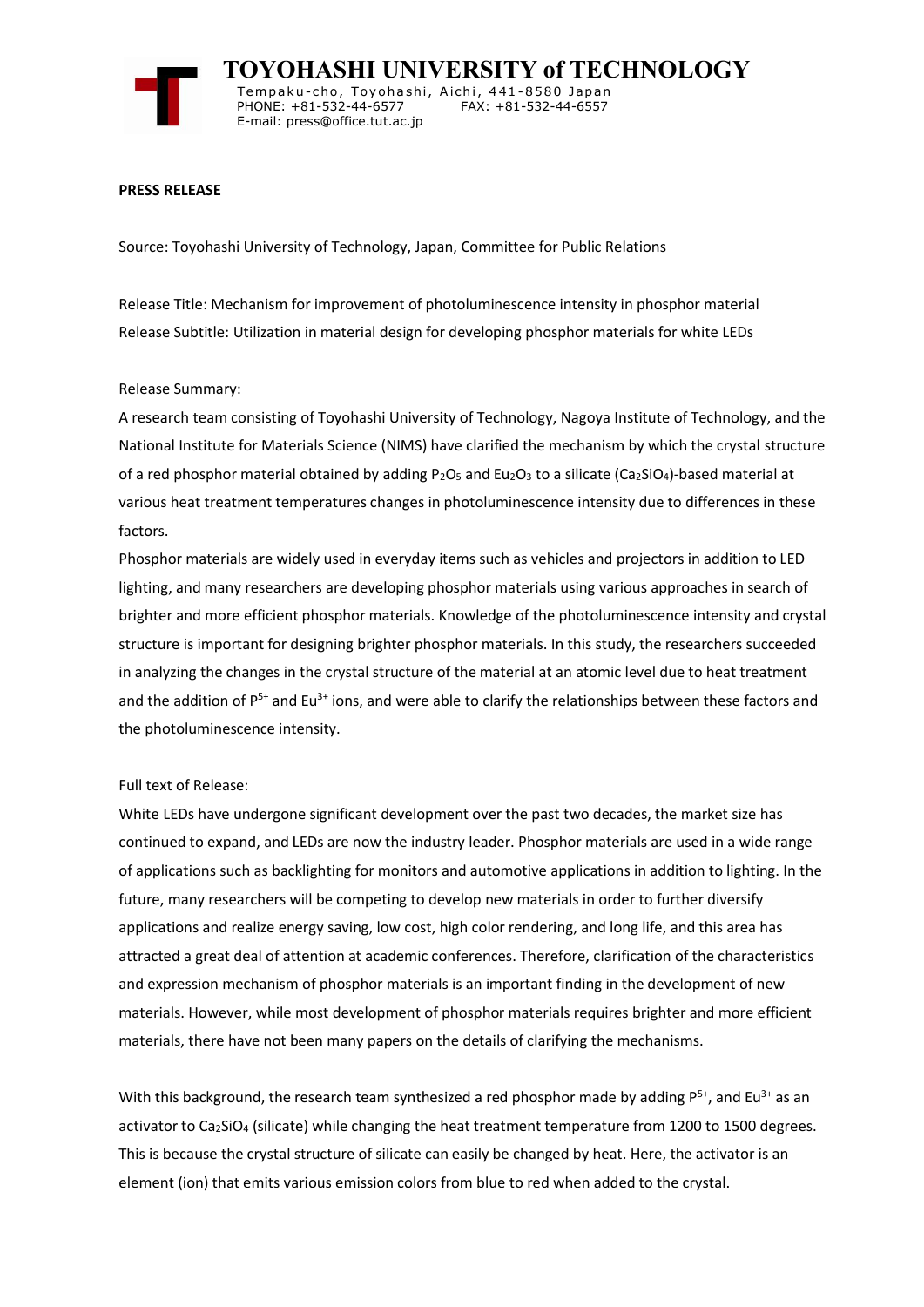# TOYOHASHI UNIVERSITY of TECHNOLOGY

Tempaku-cho, Toyohashi, Aichi, 441-8580 Japan
PHONE: +81-532-44-6577 FAX: +81-532-44-6557
E-mail: press@office.tut.ac.jp

**PRESS RELEASE**

Source: Toyohashi University of Technology, Japan, Committee for Public Relations

Release Title: Mechanism for improvement of photoluminescence intensity in phosphor material
Release Subtitle: Utilization in material design for developing phosphor materials for white LEDs

Release Summary:
A research team consisting of Toyohashi University of Technology, Nagoya Institute of Technology, and the National Institute for Materials Science (NIMS) have clarified the mechanism by which the crystal structure of a red phosphor material obtained by adding $P_2O_5$ and $Eu_2O_3$ to a silicate ($Ca_2SiO_4$)-based material at various heat treatment temperatures changes in photoluminescence intensity due to differences in these factors.
Phosphor materials are widely used in everyday items such as vehicles and projectors in addition to LED lighting, and many researchers are developing phosphor materials using various approaches in search of brighter and more efficient phosphor materials. Knowledge of the photoluminescence intensity and crystal structure is important for designing brighter phosphor materials. In this study, the researchers succeeded in analyzing the changes in the crystal structure of the material at an atomic level due to heat treatment and the addition of $P^{5+}$ and $Eu^{3+}$ ions, and were able to clarify the relationships between these factors and the photoluminescence intensity.

Full text of Release:
White LEDs have undergone significant development over the past two decades, the market size has continued to expand, and LEDs are now the industry leader. Phosphor materials are used in a wide range of applications such as backlighting for monitors and automotive applications in addition to lighting. In the future, many researchers will be competing to develop new materials in order to further diversify applications and realize energy saving, low cost, high color rendering, and long life, and this area has attracted a great deal of attention at academic conferences. Therefore, clarification of the characteristics and expression mechanism of phosphor materials is an important finding in the development of new materials. However, while most development of phosphor materials requires brighter and more efficient materials, there have not been many papers on the details of clarifying the mechanisms.

With this background, the research team synthesized a red phosphor made by adding $P^{5+}$, and $Eu^{3+}$ as an activator to $Ca_2SiO_4$ (silicate) while changing the heat treatment temperature from 1200 to 1500 degrees. This is because the crystal structure of silicate can easily be changed by heat. Here, the activator is an element (ion) that emits various emission colors from blue to red when added to the crystal.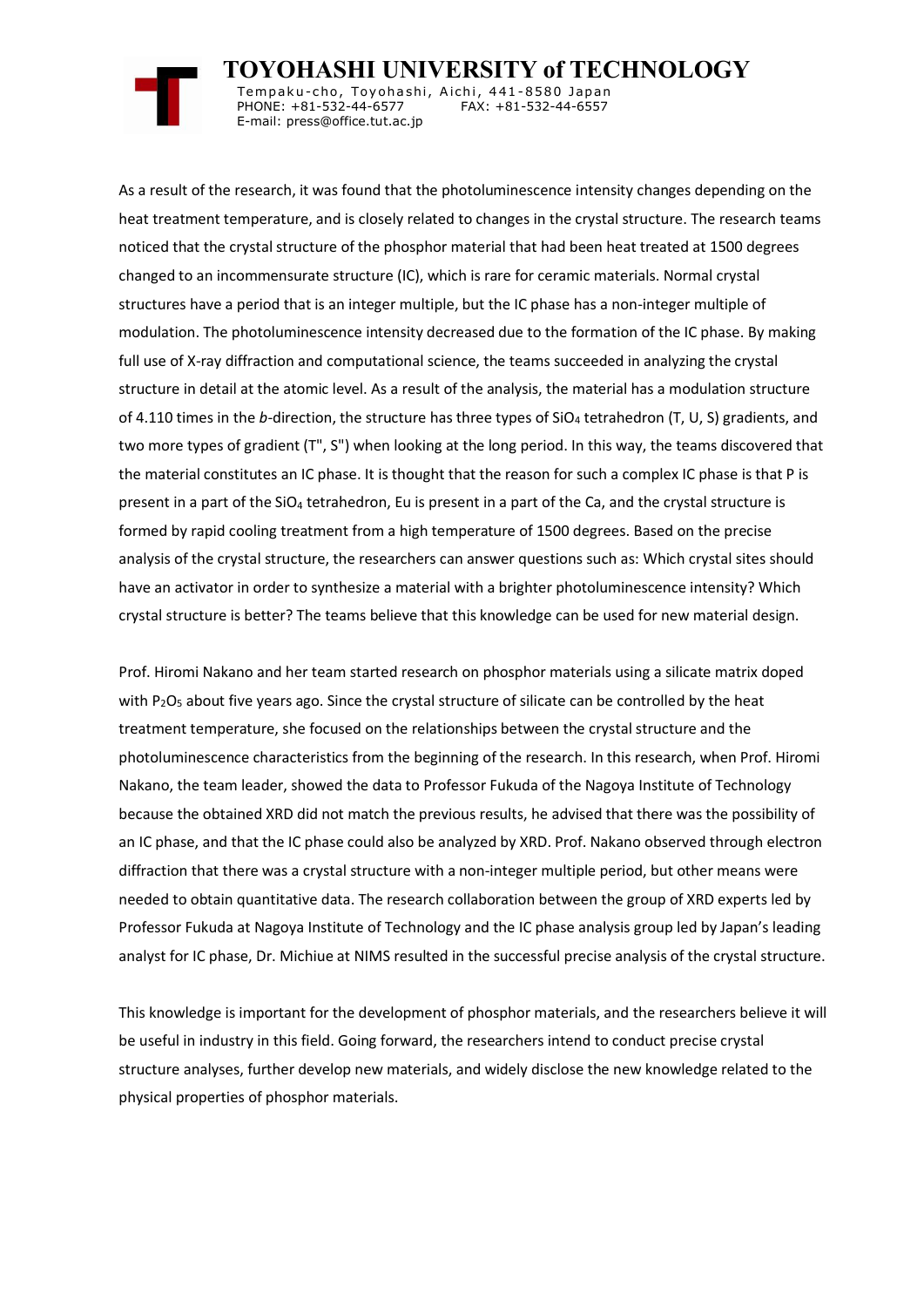As a result of the research, it was found that the photoluminescence intensity changes depending on the heat treatment temperature, and is closely related to changes in the crystal structure. The research teams noticed that the crystal structure of the phosphor material that had been heat treated at 1500 degrees changed to an incommensurate structure (IC), which is rare for ceramic materials. Normal crystal structures have a period that is an integer multiple, but the IC phase has a non-integer multiple of modulation. The photoluminescence intensity decreased due to the formation of the IC phase. By making full use of X-ray diffraction and computational science, the teams succeeded in analyzing the crystal structure in detail at the atomic level. As a result of the analysis, the material has a modulation structure of 4.110 times in the *b*-direction, the structure has three types of $SiO_4$ tetrahedron (T, U, S) gradients, and two more types of gradient (T", S") when looking at the long period. In this way, the teams discovered that the material constitutes an IC phase. It is thought that the reason for such a complex IC phase is that P is present in a part of the $SiO_4$ tetrahedron, Eu is present in a part of the Ca, and the crystal structure is formed by rapid cooling treatment from a high temperature of 1500 degrees. Based on the precise analysis of the crystal structure, the researchers can answer questions such as: Which crystal sites should have an activator in order to synthesize a material with a brighter photoluminescence intensity? Which crystal structure is better? The teams believe that this knowledge can be used for new material design.

Prof. Hiromi Nakano and her team started research on phosphor materials using a silicate matrix doped with $P_2O_5$ about five years ago. Since the crystal structure of silicate can be controlled by the heat treatment temperature, she focused on the relationships between the crystal structure and the photoluminescence characteristics from the beginning of the research. In this research, when Prof. Hiromi Nakano, the team leader, showed the data to Professor Fukuda of the Nagoya Institute of Technology because the obtained XRD did not match the previous results, he advised that there was the possibility of an IC phase, and that the IC phase could also be analyzed by XRD. Prof. Nakano observed through electron diffraction that there was a crystal structure with a non-integer multiple period, but other means were needed to obtain quantitative data. The research collaboration between the group of XRD experts led by Professor Fukuda at Nagoya Institute of Technology and the IC phase analysis group led by Japan's leading analyst for IC phase, Dr. Michiue at NIMS resulted in the successful precise analysis of the crystal structure.

This knowledge is important for the development of phosphor materials, and the researchers believe it will be useful in industry in this field. Going forward, the researchers intend to conduct precise crystal structure analyses, further develop new materials, and widely disclose the new knowledge related to the physical properties of phosphor materials.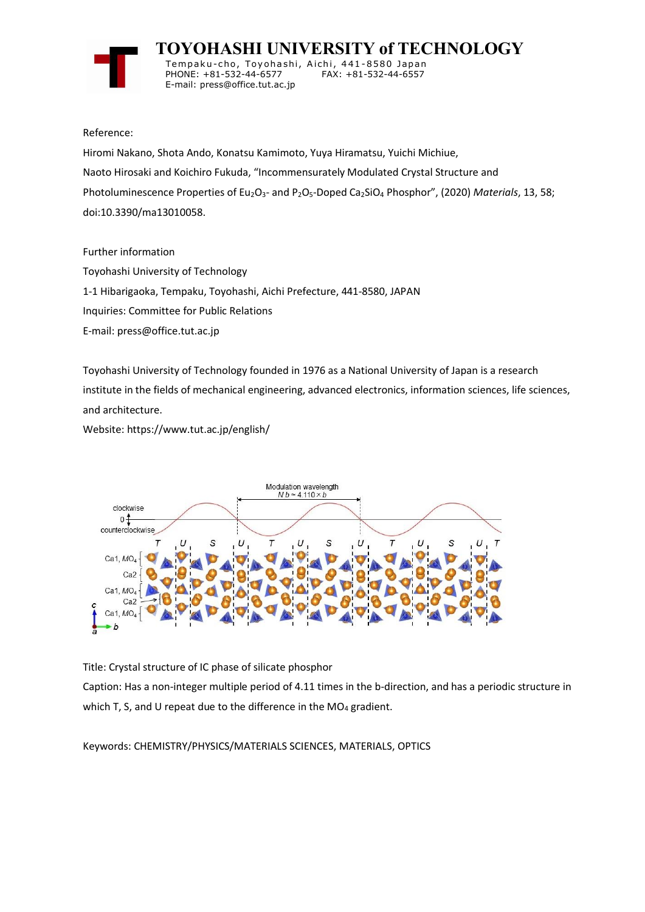TOYOHASHI UNIVERSITY of TECHNOLOGY

Tempaku-cho, Toyohashi, Aichi, 441-8580 Japan
PHONE: +81-532-44-6577 FAX: +81-532-44-6557
E-mail: press@office.tut.ac.jp

Reference:

Hiromi Nakano, Shota Ando, Konatsu Kamimoto, Yuya Hiramatsu, Yuichi Michiue, Naoto Hirosaki and Koichiro Fukuda, "Incommensurately Modulated Crystal Structure and Photoluminescence Properties of $Eu_2O_3$- and $P_2O_5$-Doped $Ca_2SiO_4$ Phosphor", (2020) *Materials*, 13, 58; doi:10.3390/ma13010058.

Further information

Toyohashi University of Technology

1-1 Hibarigaoka, Tempaku, Toyohashi, Aichi Prefecture, 441-8580, JAPAN

Inquiries: Committee for Public Relations

E-mail: press@office.tut.ac.jp

Toyohashi University of Technology founded in 1976 as a National University of Japan is a research institute in the fields of mechanical engineering, advanced electronics, information sciences, life sciences, and architecture.

Website: https://www.tut.ac.jp/english/

Modulation wavelength
$Nb \approx 4.110 \times b$

clockwise
0
counterclockwise

T U S U T U S U T U S U T

Ca1, $MO_4$
Ca2
Ca1, $MO_4$
Ca2
Ca1, $MO_4$

c
a
b

Title: Crystal structure of IC phase of silicate phosphor

Caption: Has a non-integer multiple period of 4.11 times in the b-direction, and has a periodic structure in which T, S, and U repeat due to the difference in the $MO_4$ gradient.

Keywords: CHEMISTRY/PHYSICS/MATERIALS SCIENCES, MATERIALS, OPTICS